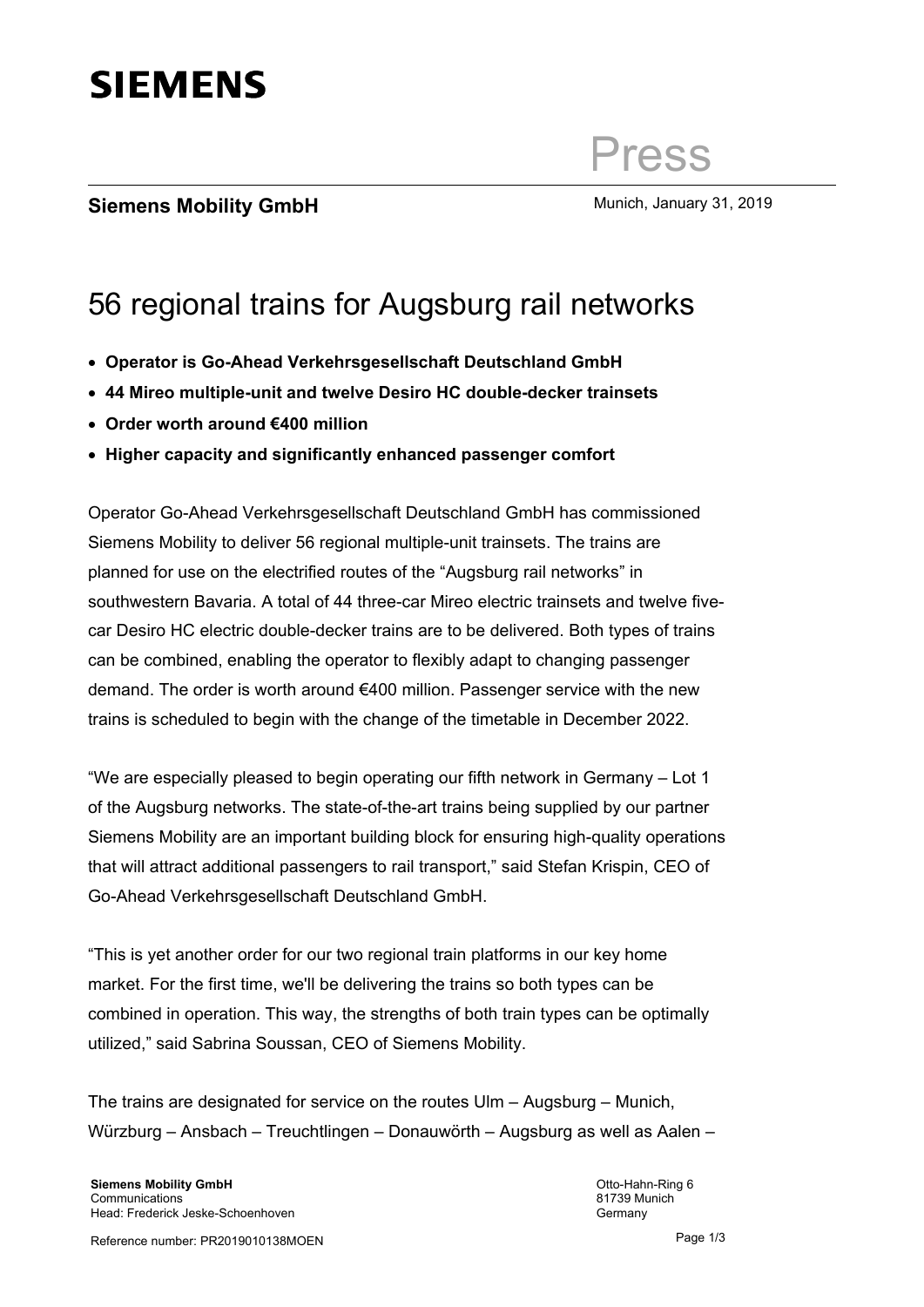**SIEMENS**

Press

**Siemens Mobility GmbH**

Munich, January 31, 2019

# 56 regional trains for Augsburg rail networks

- **Operator is Go-Ahead Verkehrsgesellschaft Deutschland GmbH**
- **44 Mireo multiple-unit and twelve Desiro HC double-decker trainsets**
- **Order worth around €400 million**
- **Higher capacity and significantly enhanced passenger comfort**

Operator Go-Ahead Verkehrsgesellschaft Deutschland GmbH has commissioned Siemens Mobility to deliver 56 regional multiple-unit trainsets. The trains are planned for use on the electrified routes of the "Augsburg rail networks" in southwestern Bavaria. A total of 44 three-car Mireo electric trainsets and twelve five-car Desiro HC electric double-decker trains are to be delivered. Both types of trains can be combined, enabling the operator to flexibly adapt to changing passenger demand. The order is worth around €400 million. Passenger service with the new trains is scheduled to begin with the change of the timetable in December 2022.

"We are especially pleased to begin operating our fifth network in Germany – Lot 1 of the Augsburg networks. The state-of-the-art trains being supplied by our partner Siemens Mobility are an important building block for ensuring high-quality operations that will attract additional passengers to rail transport," said Stefan Krispin, CEO of Go-Ahead Verkehrsgesellschaft Deutschland GmbH.

"This is yet another order for our two regional train platforms in our key home market. For the first time, we'll be delivering the trains so both types can be combined in operation. This way, the strengths of both train types can be optimally utilized," said Sabrina Soussan, CEO of Siemens Mobility.

The trains are designated for service on the routes Ulm – Augsburg – Munich, Würzburg – Ansbach – Treuchtlingen – Donauwörth – Augsburg as well as Aalen –

**Siemens Mobility GmbH**
Communications
Head: Frederick Jeske-Schoenhoven

Otto-Hahn-Ring 6
81739 Munich
Germany

Reference number: PR2019010138MOEN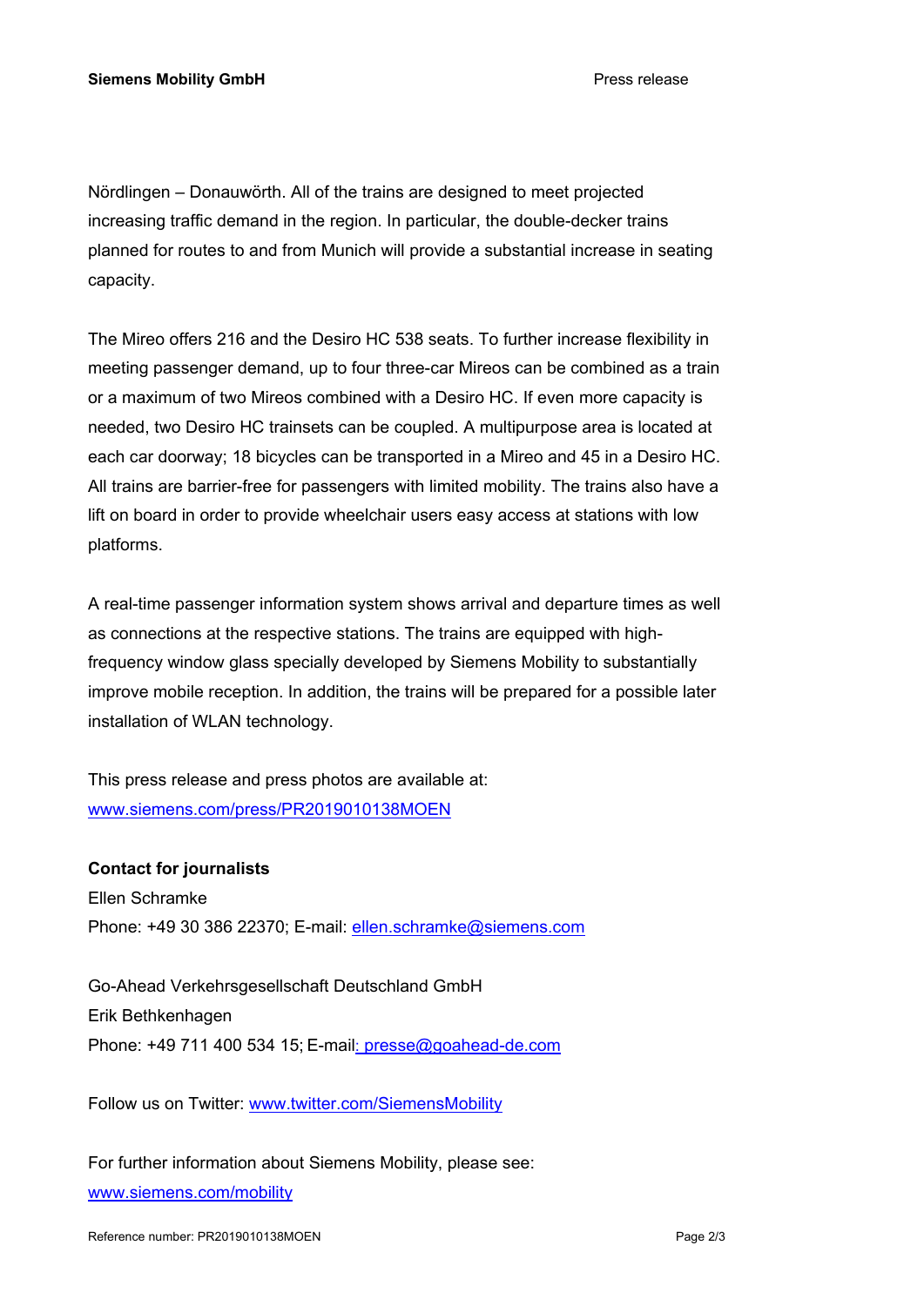Nördlingen – Donauwörth. All of the trains are designed to meet projected increasing traffic demand in the region. In particular, the double-decker trains planned for routes to and from Munich will provide a substantial increase in seating capacity.

The Mireo offers 216 and the Desiro HC 538 seats. To further increase flexibility in meeting passenger demand, up to four three-car Mireos can be combined as a train or a maximum of two Mireos combined with a Desiro HC. If even more capacity is needed, two Desiro HC trainsets can be coupled. A multipurpose area is located at each car doorway; 18 bicycles can be transported in a Mireo and 45 in a Desiro HC. All trains are barrier-free for passengers with limited mobility. The trains also have a lift on board in order to provide wheelchair users easy access at stations with low platforms.

A real-time passenger information system shows arrival and departure times as well as connections at the respective stations. The trains are equipped with high-frequency window glass specially developed by Siemens Mobility to substantially improve mobile reception. In addition, the trains will be prepared for a possible later installation of WLAN technology.

This press release and press photos are available at:
www.siemens.com/press/PR2019010138MOEN

**Contact for journalists**
Ellen Schramke
Phone: +49 30 386 22370; E-mail: ellen.schramke@siemens.com

Go-Ahead Verkehrsgesellschaft Deutschland GmbH
Erik Bethkenhagen
Phone: +49 711 400 534 15; E-mail: presse@goahead-de.com

Follow us on Twitter: www.twitter.com/SiemensMobility

For further information about Siemens Mobility, please see:
www.siemens.com/mobility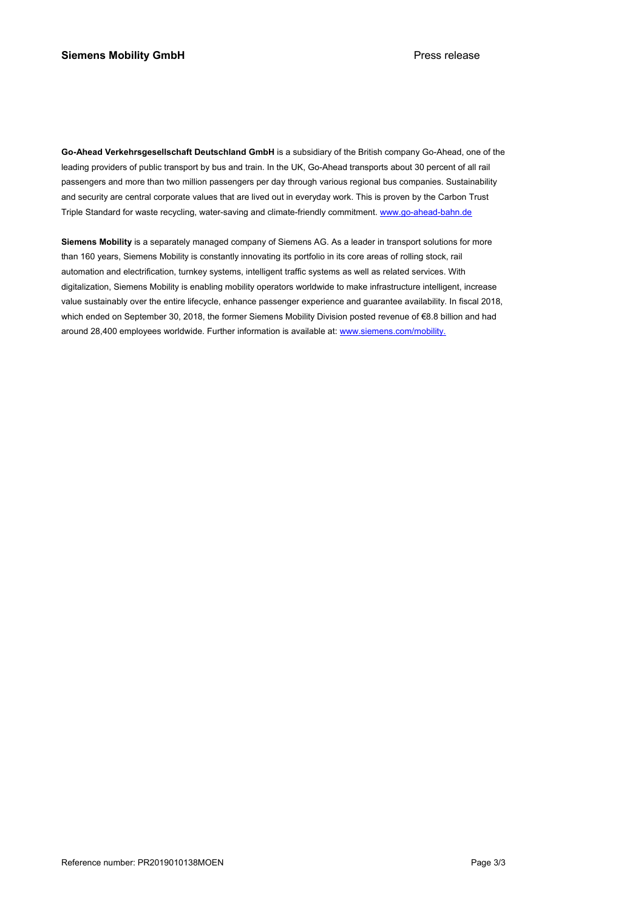**Go-Ahead Verkehrsgesellschaft Deutschland GmbH** is a subsidiary of the British company Go-Ahead, one of the leading providers of public transport by bus and train. In the UK, Go-Ahead transports about 30 percent of all rail passengers and more than two million passengers per day through various regional bus companies. Sustainability and security are central corporate values that are lived out in everyday work. This is proven by the Carbon Trust Triple Standard for waste recycling, water-saving and climate-friendly commitment. www.go-ahead-bahn.de

**Siemens Mobility** is a separately managed company of Siemens AG. As a leader in transport solutions for more than 160 years, Siemens Mobility is constantly innovating its portfolio in its core areas of rolling stock, rail automation and electrification, turnkey systems, intelligent traffic systems as well as related services. With digitalization, Siemens Mobility is enabling mobility operators worldwide to make infrastructure intelligent, increase value sustainably over the entire lifecycle, enhance passenger experience and guarantee availability. In fiscal 2018, which ended on September 30, 2018, the former Siemens Mobility Division posted revenue of €8.8 billion and had around 28,400 employees worldwide. Further information is available at: www.siemens.com/mobility.

Reference number: PR2019010138MOEN